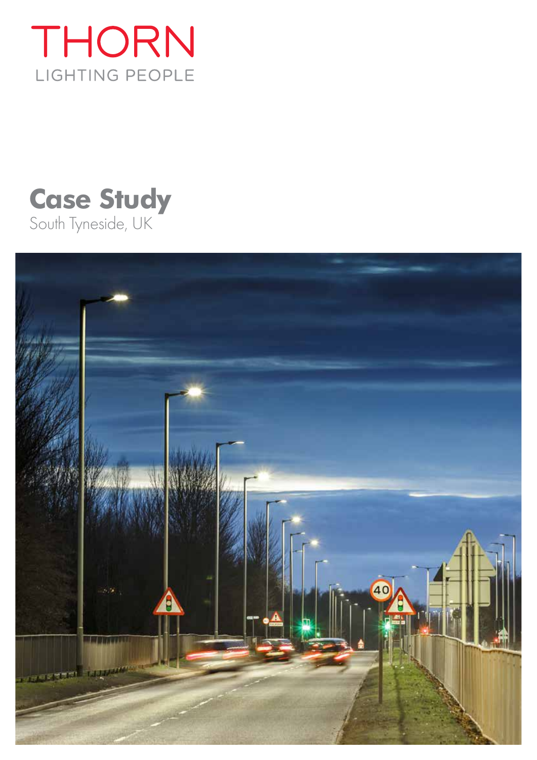# THORN

LIGHTING PEOPLE

## Case Study

South Tyneside, UK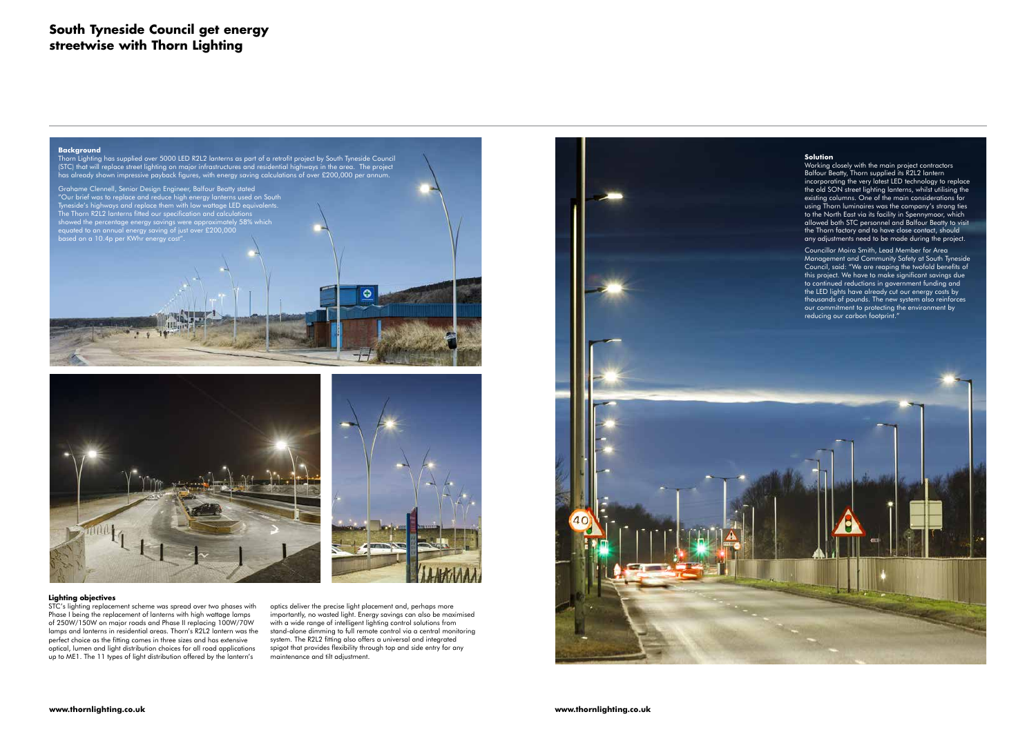# South Tyneside Council get energy streetwise with Thorn Lighting

## Background

Thorn Lighting has supplied over 5000 LED R2L2 lanterns as part of a retrofit project by South Tyneside Council (STC) that will replace street lighting on major infrastructures and residential highways in the area. The project has already shown impressive payback figures, with energy saving calculations of over £200,000 per annum.

Grahame Clennell, Senior Design Engineer, Balfour Beatty stated "Our brief was to replace and reduce high energy lanterns used on South Tyneside's highways and replace them with low wattage LED equivalents. The Thorn R2L2 lanterns fitted our specification and calculations showed the percentage energy savings were approximately 58% which equated to an annual energy saving of just over £200,000 based on a 10.4p per KWhr energy cost".

## Lighting objectives

STC's lighting replacement scheme was spread over two phases with Phase I being the replacement of lanterns with high wattage lamps of 250W/150W on major roads and Phase II replacing 100W/70W lamps and lanterns in residential areas. Thorn's R2L2 lantern was the perfect choice as the fitting comes in three sizes and has extensive optical, lumen and light distribution choices for all road applications up to ME1. The 11 types of light distribution offered by the lantern's optics deliver the precise light placement and, perhaps more importantly, no wasted light. Energy savings can also be maximised with a wide range of intelligent lighting control solutions from stand-alone dimming to full remote control via a central monitoring system. The R2L2 fitting also offers a universal and integrated spigot that provides flexibility through top and side entry for any maintenance and tilt adjustment.

## Solution

Working closely with the main project contractors Balfour Beatty, Thorn supplied its R2L2 lantern incorporating the very latest LED technology to replace the old SON street lighting lanterns, whilst utilising the existing columns. One of the main considerations for using Thorn luminaires was the company's strong ties to the North East via its facility in Spennymoor, which allowed both STC personnel and Balfour Beatty to visit the Thorn factory and to have close contact, should any adjustments need to be made during the project.

Councillor Moira Smith, Lead Member for Area Management and Community Safety at South Tyneside Council, said: "We are reaping the twofold benefits of this project. We have to make significant savings due to continued reductions in government funding and the LED lights have already cut our energy costs by thousands of pounds. The new system also reinforces our commitment to protecting the environment by reducing our carbon footprint."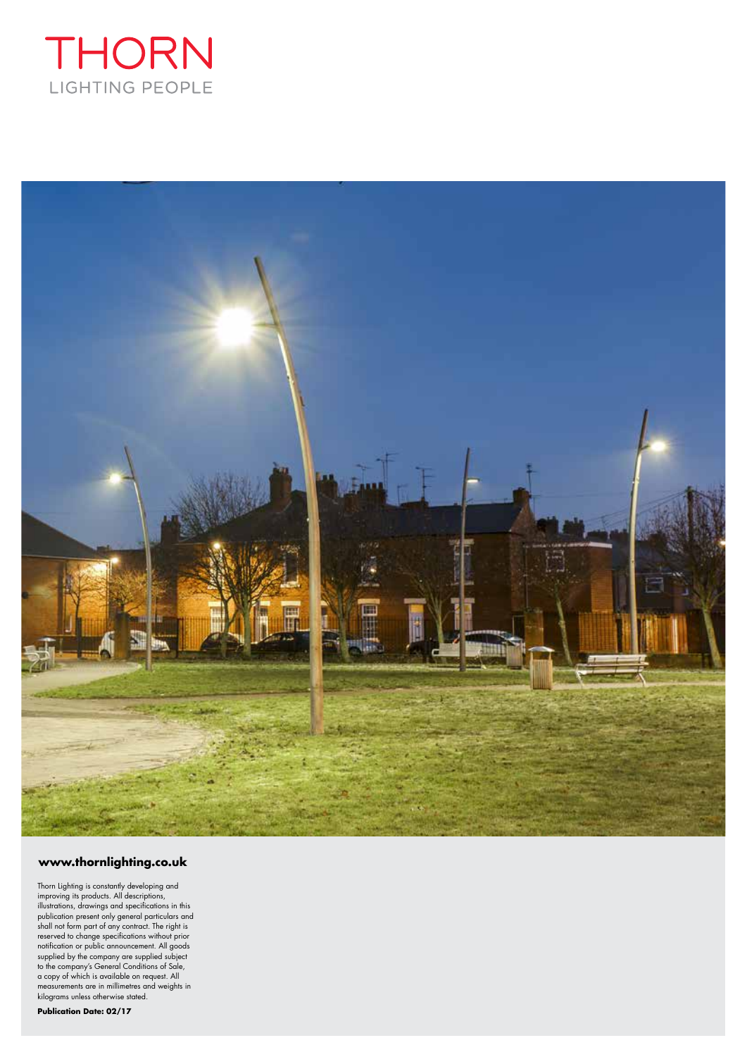THORN

LIGHTING PEOPLE

**www.thornlighting.co.uk**

Thorn Lighting is constantly developing and improving its products. All descriptions, illustrations, drawings and specifications in this publication present only general particulars and shall not form part of any contract. The right is reserved to change specifications without prior notification or public announcement. All goods supplied by the company are supplied subject to the company's General Conditions of Sale, a copy of which is available on request. All measurements are in millimetres and weights in kilograms unless otherwise stated.

**Publication Date: 02/17**